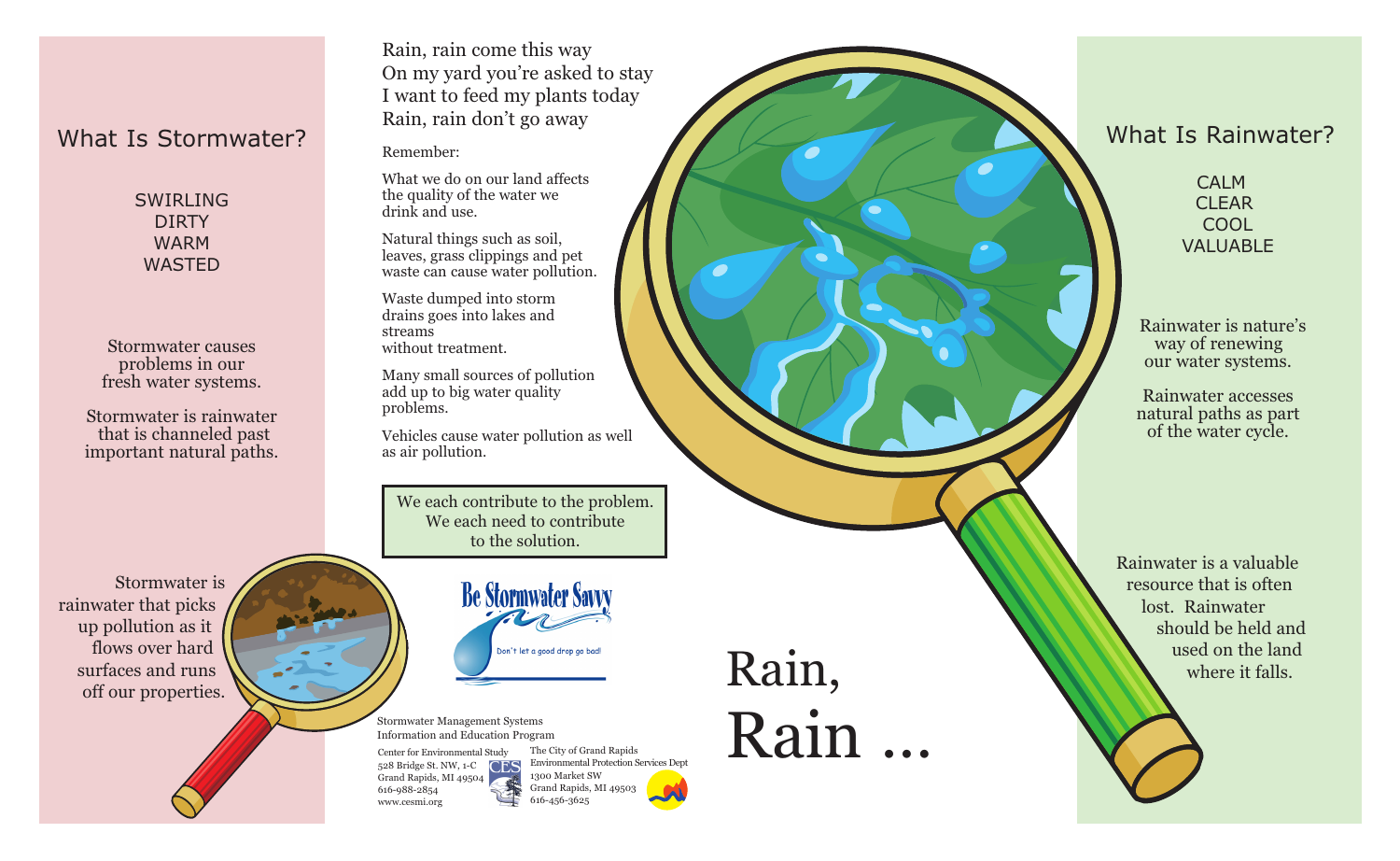## What Is Stormwater?

SWIRLING
DIRTY
WARM
WASTED

Stormwater causes problems in our fresh water systems.

Stormwater is rainwater that is channeled past important natural paths.

Stormwater is rainwater that picks up pollution as it flows over hard surfaces and runs off our properties.

Rain, rain come this way
On my yard you're asked to stay
I want to feed my plants today
Rain, rain don't go away

Remember:

What we do on our land affects the quality of the water we drink and use.

Natural things such as soil, leaves, grass clippings and pet waste can cause water pollution.

Waste dumped into storm drains goes into lakes and streams without treatment.

Many small sources of pollution add up to big water quality problems.

Vehicles cause water pollution as well as air pollution.

> We each contribute to the problem. We each need to contribute to the solution.

**Be Stormwater Savvy**

Don't let a good drop go bad!

Stormwater Management Systems
Information and Education Program

Center for Environmental Study
528 Bridge St. NW, 1-C
Grand Rapids, MI 49504
616-988-2854
www.cesmi.org

The City of Grand Rapids
Environmental Protection Services Dept
1300 Market SW
Grand Rapids, MI 49503
616-456-3625

# Rain, Rain ...

## What Is Rainwater?

CALM
CLEAR
COOL
VALUABLE

Rainwater is nature's way of renewing our water systems.

Rainwater accesses natural paths as part of the water cycle.

Rainwater is a valuable resource that is often lost. Rainwater should be held and used on the land where it falls.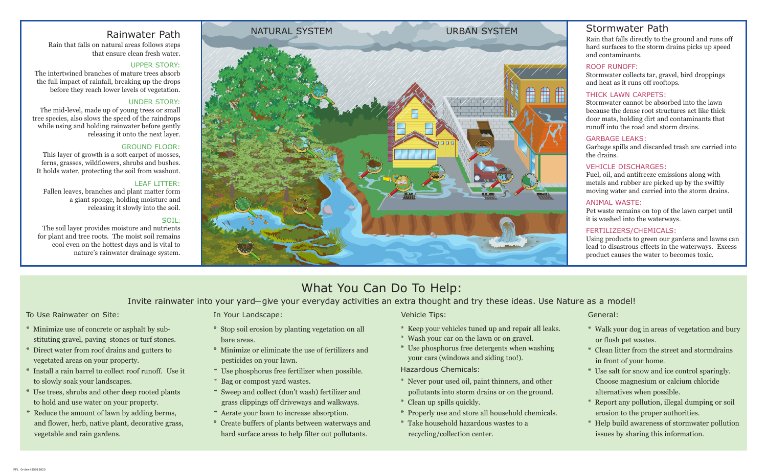## Rainwater Path

Rain that falls on natural areas follows steps that ensure clean fresh water.

### UPPER STORY:

The intertwined branches of mature trees absorb the full impact of rainfall, breaking up the drops before they reach lower levels of vegetation.

### UNDER STORY:

The mid-level, made up of young trees or small tree species, also slows the speed of the raindrops while using and holding rainwater before gently releasing it onto the next layer.

### GROUND FLOOR:

This layer of growth is a soft carpet of mosses, ferns, grasses, wildflowers, shrubs and bushes. It holds water, protecting the soil from washout.

### LEAF LITTER:

Fallen leaves, branches and plant matter form a giant sponge, holding moisture and releasing it slowly into the soil.

### SOIL:

The soil layer provides moisture and nutrients for plant and tree roots. The moist soil remains cool even on the hottest days and is vital to nature's rainwater drainage system.

NATURAL SYSTEM

URBAN SYSTEM

## Stormwater Path

Rain that falls directly to the ground and runs off hard surfaces to the storm drains picks up speed and contaminants.

### ROOF RUNOFF:

Stormwater collects tar, gravel, bird droppings and heat as it runs off rooftops.

### THICK LAWN CARPETS:

Stormwater cannot be absorbed into the lawn because the dense root structures act like thick door mats, holding dirt and contaminants that runoff into the road and storm drains.

### GARBAGE LEAKS:

Garbage spills and discarded trash are carried into the drains.

### VEHICLE DISCHARGES:

Fuel, oil, and antifreeze emissions along with metals and rubber are picked up by the swiftly moving water and carried into the storm drains.

### ANIMAL WASTE:

Pet waste remains on top of the lawn carpet until it is washed into the waterways.

### FERTILIZERS/CHEMICALS:

Using products to green our gardens and lawns can lead to disastrous effects in the waterways. Excess product causes the water to becomes toxic.

# What You Can Do To Help:

Invite rainwater into your yard—give your everyday activities an extra thought and try these ideas. Use Nature as a model!

### To Use Rainwater on Site:

* Minimize use of concrete or asphalt by substituting gravel, paving stones or turf stones.
* Direct water from roof drains and gutters to vegetated areas on your property.
* Install a rain barrel to collect roof runoff. Use it to slowly soak your landscapes.
* Use trees, shrubs and other deep rooted plants to hold and use water on your property.
* Reduce the amount of lawn by adding berms, and flower, herb, native plant, decorative grass, vegetable and rain gardens.

### In Your Landscape:

* Stop soil erosion by planting vegetation on all bare areas.
* Minimize or eliminate the use of fertilizers and pesticides on your lawn.
* Use phosphorus free fertilizer when possible.
* Bag or compost yard wastes.
* Sweep and collect (don't wash) fertilizer and grass clippings off driveways and walkways.
* Aerate your lawn to increase absorption.
* Create buffers of plants between waterways and hard surface areas to help filter out pollutants.

### Vehicle Tips:

* Keep your vehicles tuned up and repair all leaks.
* Wash your car on the lawn or on gravel.
* Use phosphorus free detergents when washing your cars (windows and siding too!).

### Hazardous Chemicals:

* Never pour used oil, paint thinners, and other pollutants into storm drains or on the ground.
* Clean up spills quickly.
* Properly use and store all household chemicals.
* Take household hazardous wastes to a recycling/collection center.

### General:

* Walk your dog in areas of vegetation and bury or flush pet wastes.
* Clean litter from the street and stormdrains in front of your home.
* Use salt for snow and ice control sparingly. Choose magnesium or calcium chloride alternatives when possible.
* Report any pollution, illegal dumping or soil erosion to the proper authorities.
* Help build awareness of stormwater pollution issues by sharing this information.

PFL Order#35013025